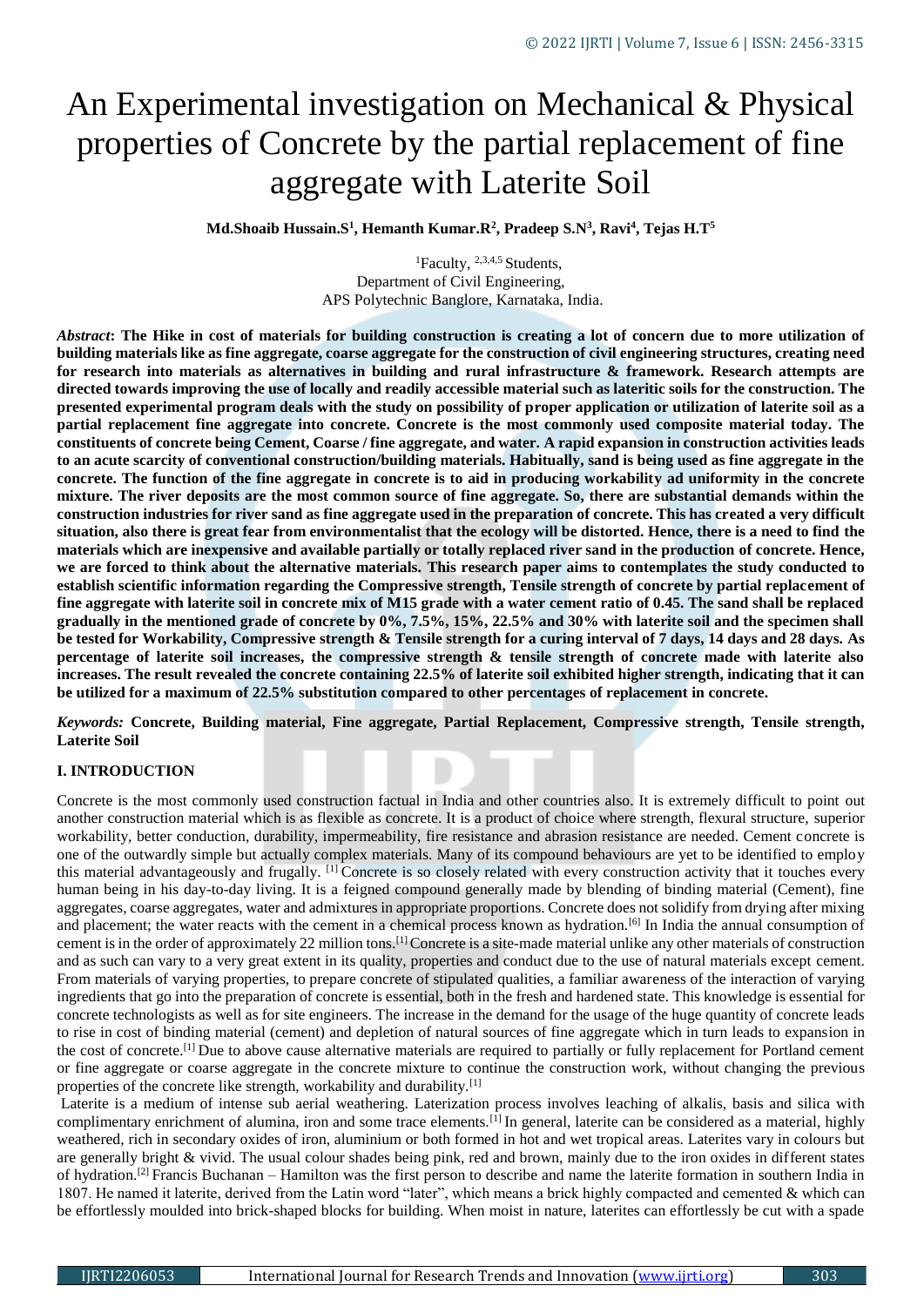# An Experimental investigation on Mechanical & Physical properties of Concrete by the partial replacement of fine aggregate with Laterite Soil

**Md.Shoaib Hussain.S[1], Hemanth Kumar.R[2], Pradeep S.N[3], Ravi[4], Tejas H.T[5]**

[1]Faculty, [2,3,4,5] Students,
Department of Civil Engineering,
APS Polytechnic Banglore, Karnataka, India.

***Abstract*****: The Hike in cost of materials for building construction is creating a lot of concern due to more utilization of building materials like as fine aggregate, coarse aggregate for the construction of civil engineering structures, creating need for research into materials as alternatives in building and rural infrastructure & framework. Research attempts are directed towards improving the use of locally and readily accessible material such as lateritic soils for the construction. The presented experimental program deals with the study on possibility of proper application or utilization of laterite soil as a partial replacement fine aggregate into concrete. Concrete is the most commonly used composite material today. The constituents of concrete being Cement, Coarse / fine aggregate, and water. A rapid expansion in construction activities leads to an acute scarcity of conventional construction/building materials. Habitually, sand is being used as fine aggregate in the concrete. The function of the fine aggregate in concrete is to aid in producing workability ad uniformity in the concrete mixture. The river deposits are the most common source of fine aggregate. So, there are substantial demands within the construction industries for river sand as fine aggregate used in the preparation of concrete. This has created a very difficult situation, also there is great fear from environmentalist that the ecology will be distorted. Hence, there is a need to find the materials which are inexpensive and available partially or totally replaced river sand in the production of concrete. Hence, we are forced to think about the alternative materials. This research paper aims to contemplates the study conducted to establish scientific information regarding the Compressive strength, Tensile strength of concrete by partial replacement of fine aggregate with laterite soil in concrete mix of M15 grade with a water cement ratio of 0.45. The sand shall be replaced gradually in the mentioned grade of concrete by 0%, 7.5%, 15%, 22.5% and 30% with laterite soil and the specimen shall be tested for Workability, Compressive strength & Tensile strength for a curing interval of 7 days, 14 days and 28 days. As percentage of laterite soil increases, the compressive strength & tensile strength of concrete made with laterite also increases. The result revealed the concrete containing 22.5% of laterite soil exhibited higher strength, indicating that it can be utilized for a maximum of 22.5% substitution compared to other percentages of replacement in concrete.**

***Keywords:*** **Concrete, Building material, Fine aggregate, Partial Replacement, Compressive strength, Tensile strength, Laterite Soil**

## I. INTRODUCTION

Concrete is the most commonly used construction factual in India and other countries also. It is extremely difficult to point out another construction material which is as flexible as concrete. It is a product of choice where strength, flexural structure, superior workability, better conduction, durability, impermeability, fire resistance and abrasion resistance are needed. Cement concrete is one of the outwardly simple but actually complex materials. Many of its compound behaviours are yet to be identified to employ this material advantageously and frugally. [1] Concrete is so closely related with every construction activity that it touches every human being in his day-to-day living. It is a feigned compound generally made by blending of binding material (Cement), fine aggregates, coarse aggregates, water and admixtures in appropriate proportions. Concrete does not solidify from drying after mixing and placement; the water reacts with the cement in a chemical process known as hydration.[6] In India the annual consumption of cement is in the order of approximately 22 million tons.[1] Concrete is a site-made material unlike any other materials of construction and as such can vary to a very great extent in its quality, properties and conduct due to the use of natural materials except cement. From materials of varying properties, to prepare concrete of stipulated qualities, a familiar awareness of the interaction of varying ingredients that go into the preparation of concrete is essential, both in the fresh and hardened state. This knowledge is essential for concrete technologists as well as for site engineers. The increase in the demand for the usage of the huge quantity of concrete leads to rise in cost of binding material (cement) and depletion of natural sources of fine aggregate which in turn leads to expansion in the cost of concrete.[1] Due to above cause alternative materials are required to partially or fully replacement for Portland cement or fine aggregate or coarse aggregate in the concrete mixture to continue the construction work, without changing the previous properties of the concrete like strength, workability and durability.[1]

Laterite is a medium of intense sub aerial weathering. Laterization process involves leaching of alkalis, basis and silica with complimentary enrichment of alumina, iron and some trace elements.[1] In general, laterite can be considered as a material, highly weathered, rich in secondary oxides of iron, aluminium or both formed in hot and wet tropical areas. Laterites vary in colours but are generally bright & vivid. The usual colour shades being pink, red and brown, mainly due to the iron oxides in different states of hydration.[2] Francis Buchanan – Hamilton was the first person to describe and name the laterite formation in southern India in 1807. He named it laterite, derived from the Latin word "later", which means a brick highly compacted and cemented & which can be effortlessly moulded into brick-shaped blocks for building. When moist in nature, laterites can effortlessly be cut with a spade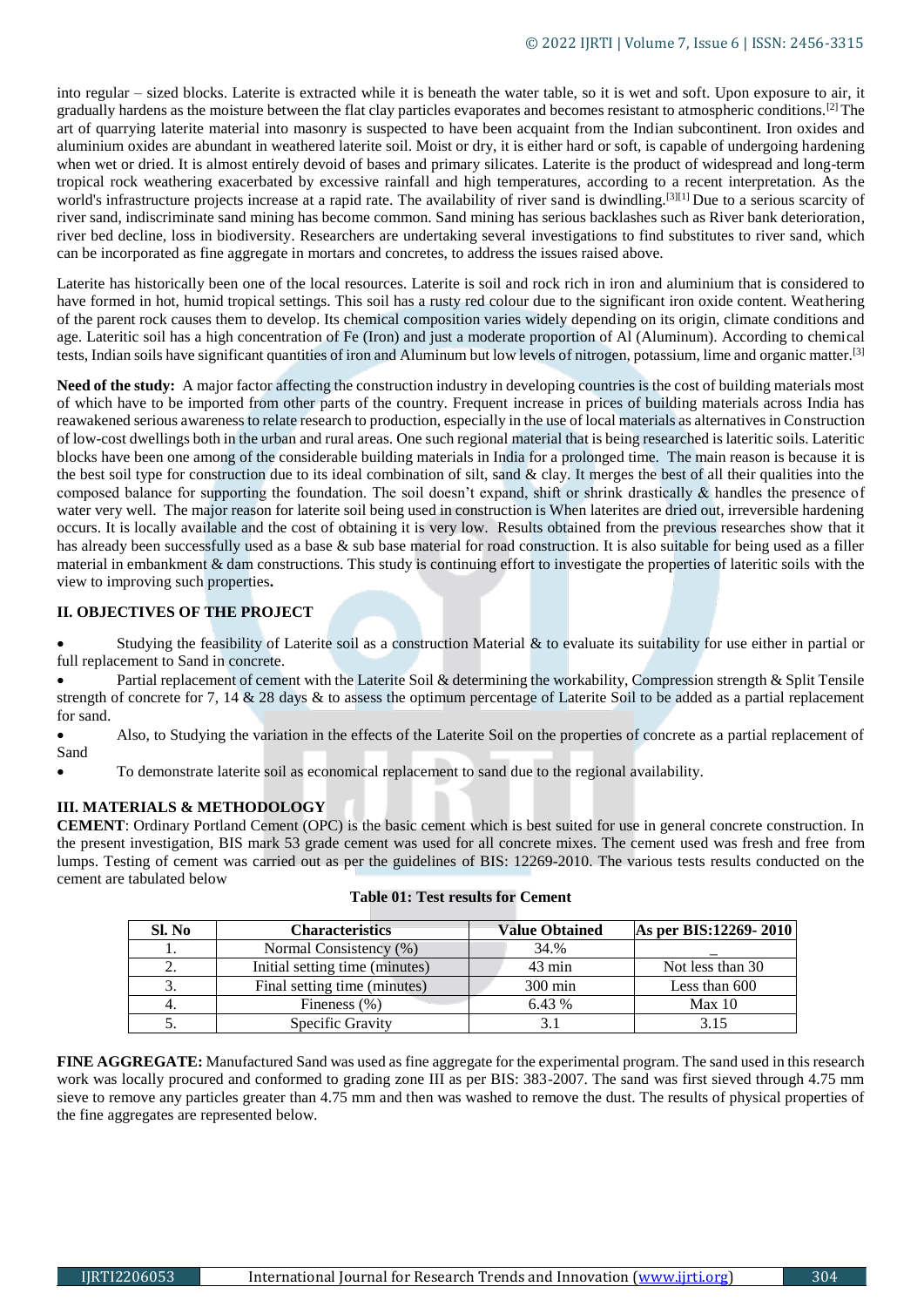into regular – sized blocks. Laterite is extracted while it is beneath the water table, so it is wet and soft. Upon exposure to air, it gradually hardens as the moisture between the flat clay particles evaporates and becomes resistant to atmospheric conditions.[2] The art of quarrying laterite material into masonry is suspected to have been acquaint from the Indian subcontinent. Iron oxides and aluminium oxides are abundant in weathered laterite soil. Moist or dry, it is either hard or soft, is capable of undergoing hardening when wet or dried. It is almost entirely devoid of bases and primary silicates. Laterite is the product of widespread and long-term tropical rock weathering exacerbated by excessive rainfall and high temperatures, according to a recent interpretation. As the world's infrastructure projects increase at a rapid rate. The availability of river sand is dwindling.[3][1] Due to a serious scarcity of river sand, indiscriminate sand mining has become common. Sand mining has serious backlashes such as River bank deterioration, river bed decline, loss in biodiversity. Researchers are undertaking several investigations to find substitutes to river sand, which can be incorporated as fine aggregate in mortars and concretes, to address the issues raised above.

Laterite has historically been one of the local resources. Laterite is soil and rock rich in iron and aluminium that is considered to have formed in hot, humid tropical settings. This soil has a rusty red colour due to the significant iron oxide content. Weathering of the parent rock causes them to develop. Its chemical composition varies widely depending on its origin, climate conditions and age. Lateritic soil has a high concentration of Fe (Iron) and just a moderate proportion of Al (Aluminum). According to chemical tests, Indian soils have significant quantities of iron and Aluminum but low levels of nitrogen, potassium, lime and organic matter.[3]

**Need of the study:** A major factor affecting the construction industry in developing countries is the cost of building materials most of which have to be imported from other parts of the country. Frequent increase in prices of building materials across India has reawakened serious awareness to relate research to production, especially in the use of local materials as alternatives in Construction of low-cost dwellings both in the urban and rural areas. One such regional material that is being researched is lateritic soils. Lateritic blocks have been one among of the considerable building materials in India for a prolonged time. The main reason is because it is the best soil type for construction due to its ideal combination of silt, sand & clay. It merges the best of all their qualities into the composed balance for supporting the foundation. The soil doesn't expand, shift or shrink drastically & handles the presence of water very well. The major reason for laterite soil being used in construction is When laterites are dried out, irreversible hardening occurs. It is locally available and the cost of obtaining it is very low. Results obtained from the previous researches show that it has already been successfully used as a base & sub base material for road construction. It is also suitable for being used as a filler material in embankment & dam constructions. This study is continuing effort to investigate the properties of lateritic soils with the view to improving such properties**.**

## II. OBJECTIVES OF THE PROJECT

- Studying the feasibility of Laterite soil as a construction Material & to evaluate its suitability for use either in partial or full replacement to Sand in concrete.
- Partial replacement of cement with the Laterite Soil & determining the workability, Compression strength & Split Tensile strength of concrete for 7, 14 & 28 days & to assess the optimum percentage of Laterite Soil to be added as a partial replacement for sand.
- Also, to Studying the variation in the effects of the Laterite Soil on the properties of concrete as a partial replacement of Sand
- To demonstrate laterite soil as economical replacement to sand due to the regional availability.

## III. MATERIALS & METHODOLOGY

**CEMENT**: Ordinary Portland Cement (OPC) is the basic cement which is best suited for use in general concrete construction. In the present investigation, BIS mark 53 grade cement was used for all concrete mixes. The cement used was fresh and free from lumps. Testing of cement was carried out as per the guidelines of BIS: 12269-2010. The various tests results conducted on the cement are tabulated below

**Table 01: Test results for Cement**

| Sl. No | Characteristics | Value Obtained | As per BIS:12269- 2010 |
|---|---|---|---|
| 1. | Normal Consistency (%) | 34.% | _ |
| 2. | Initial setting time (minutes) | 43 min | Not less than 30 |
| 3. | Final setting time (minutes) | 300 min | Less than 600 |
| 4. | Fineness (%) | 6.43 % | Max 10 |
| 5. | Specific Gravity | 3.1 | 3.15 |

**FINE AGGREGATE:** Manufactured Sand was used as fine aggregate for the experimental program. The sand used in this research work was locally procured and conformed to grading zone III as per BIS: 383-2007. The sand was first sieved through 4.75 mm sieve to remove any particles greater than 4.75 mm and then was washed to remove the dust. The results of physical properties of the fine aggregates are represented below.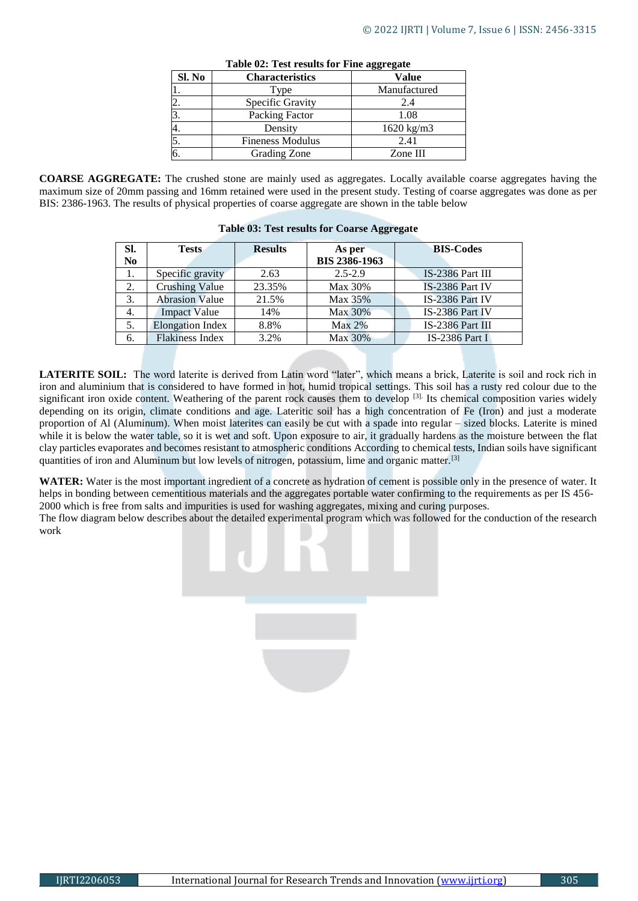**Table 02: Test results for Fine aggregate**

| Sl. No | Characteristics | Value |
|---|---|---|
| 1. | Type | Manufactured |
| 2. | Specific Gravity | 2.4 |
| 3. | Packing Factor | 1.08 |
| 4. | Density | 1620 kg/m3 |
| 5. | Fineness Modulus | 2.41 |
| 6. | Grading Zone | Zone III |

**COARSE AGGREGATE:** The crushed stone are mainly used as aggregates. Locally available coarse aggregates having the maximum size of 20mm passing and 16mm retained were used in the present study. Testing of coarse aggregates was done as per BIS: 2386-1963. The results of physical properties of coarse aggregate are shown in the table below

**Table 03: Test results for Coarse Aggregate**

| Sl. No | Tests | Results | As per BIS 2386-1963 | BIS-Codes |
|---|---|---|---|---|
| 1. | Specific gravity | 2.63 | 2.5-2.9 | IS-2386 Part III |
| 2. | Crushing Value | 23.35% | Max 30% | IS-2386 Part IV |
| 3. | Abrasion Value | 21.5% | Max 35% | IS-2386 Part IV |
| 4. | Impact Value | 14% | Max 30% | IS-2386 Part IV |
| 5. | Elongation Index | 8.8% | Max 2% | IS-2386 Part III |
| 6. | Flakiness Index | 3.2% | Max 30% | IS-2386 Part I |

**LATERITE SOIL:** The word laterite is derived from Latin word "later", which means a brick, Laterite is soil and rock rich in iron and aluminium that is considered to have formed in hot, humid tropical settings. This soil has a rusty red colour due to the significant iron oxide content. Weathering of the parent rock causes them to develop [3]. Its chemical composition varies widely depending on its origin, climate conditions and age. Lateritic soil has a high concentration of Fe (Iron) and just a moderate proportion of Al (Aluminum). When moist laterites can easily be cut with a spade into regular – sized blocks. Laterite is mined while it is below the water table, so it is wet and soft. Upon exposure to air, it gradually hardens as the moisture between the flat clay particles evaporates and becomes resistant to atmospheric conditions According to chemical tests, Indian soils have significant quantities of iron and Aluminum but low levels of nitrogen, potassium, lime and organic matter.[3]

**WATER:** Water is the most important ingredient of a concrete as hydration of cement is possible only in the presence of water. It helps in bonding between cementitious materials and the aggregates portable water confirming to the requirements as per IS 456-2000 which is free from salts and impurities is used for washing aggregates, mixing and curing purposes.

The flow diagram below describes about the detailed experimental program which was followed for the conduction of the research work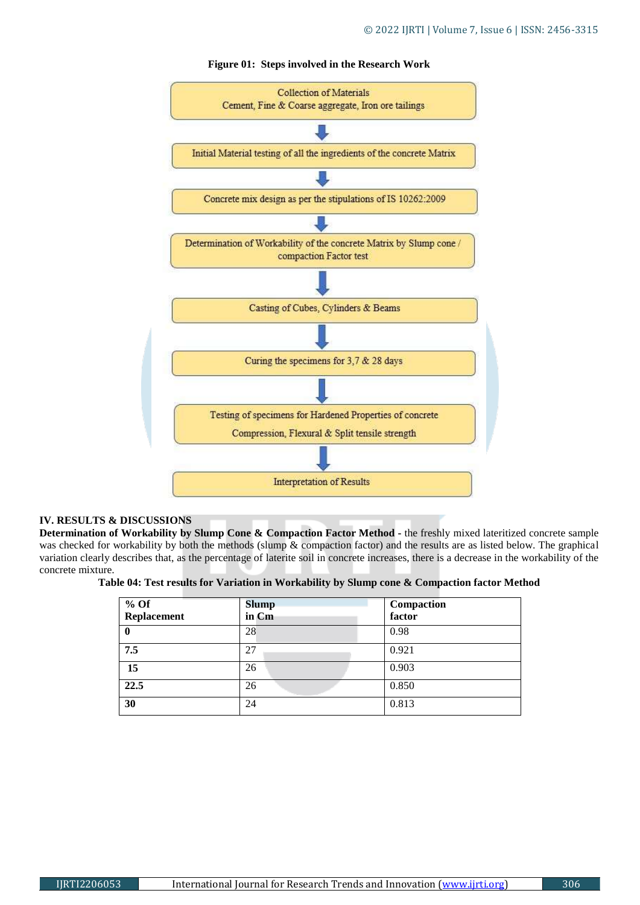**Figure 01: Steps involved in the Research Work**

Collection of Materials
Cement, Fine & Coarse aggregate, Iron ore tailings

↓

Initial Material testing of all the ingredients of the concrete Matrix

↓

Concrete mix design as per the stipulations of IS 10262:2009

↓

Determination of Workability of the concrete Matrix by Slump cone / compaction Factor test

↓

Casting of Cubes, Cylinders & Beams

↓

Curing the specimens for 3,7 & 28 days

↓

Testing of specimens for Hardened Properties of concrete
Compression, Flexural & Split tensile strength

↓

Interpretation of Results

## IV. RESULTS & DISCUSSIONS

**Determination of Workability by Slump Cone & Compaction Factor Method** - the freshly mixed lateritized concrete sample was checked for workability by both the methods (slump & compaction factor) and the results are as listed below. The graphical variation clearly describes that, as the percentage of laterite soil in concrete increases, there is a decrease in the workability of the concrete mixture.

**Table 04: Test results for Variation in Workability by Slump cone & Compaction factor Method**

| % Of Replacement | Slump in Cm | Compaction factor |
|---|---|---|
| **0** | 28 | 0.98 |
| **7.5** | 27 | 0.921 |
| **15** | 26 | 0.903 |
| **22.5** | 26 | 0.850 |
| **30** | 24 | 0.813 |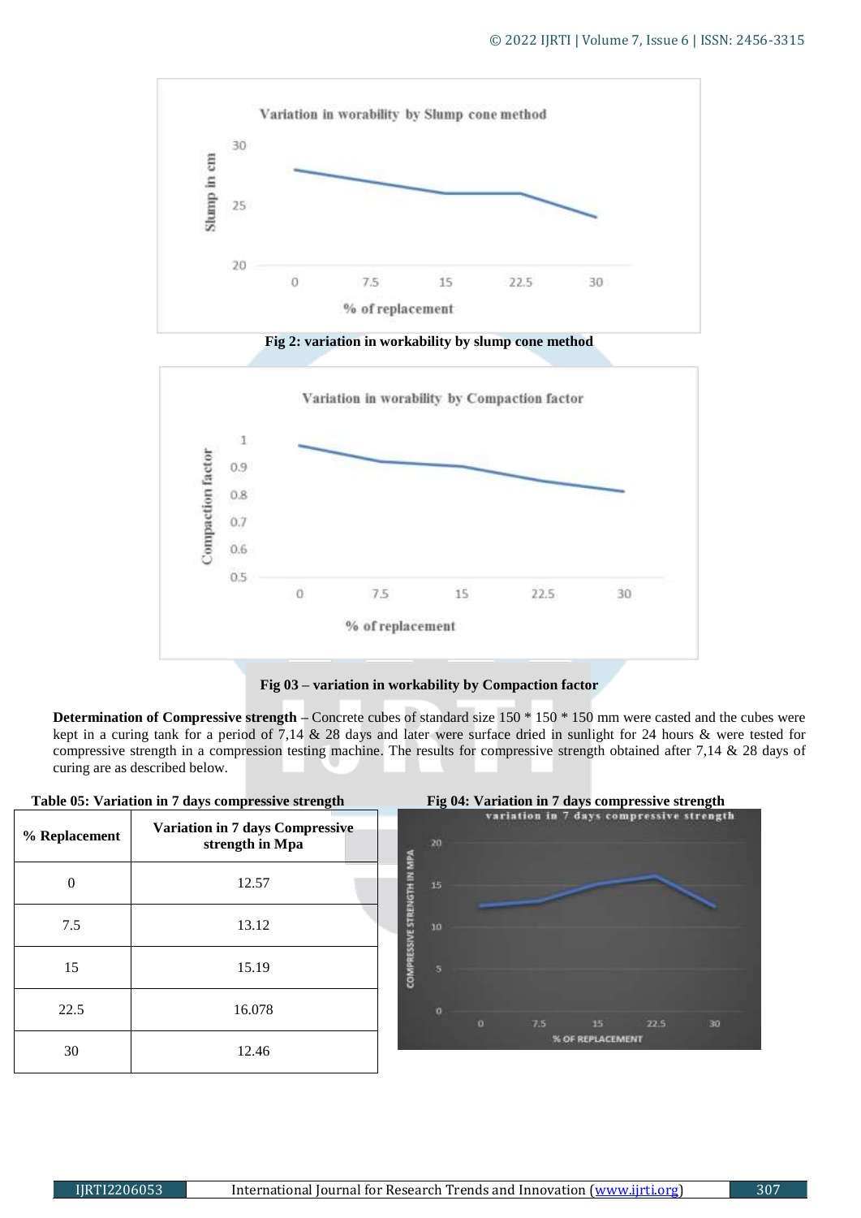Fig 2: variation in workability by slump cone method

Fig 03 – variation in workability by Compaction factor

**Determination of Compressive strength** – Concrete cubes of standard size 150 * 150 * 150 mm were casted and the cubes were kept in a curing tank for a period of 7,14 & 28 days and later were surface dried in sunlight for 24 hours & were tested for compressive strength in a compression testing machine. The results for compressive strength obtained after 7,14 & 28 days of curing are as described below.

**Table 05: Variation in 7 days compressive strength**

| % Replacement | Variation in 7 days Compressive strength in Mpa |
|---|---|
| 0 | 12.57 |
| 7.5 | 13.12 |
| 15 | 15.19 |
| 22.5 | 16.078 |
| 30 | 12.46 |

Fig 04: Variation in 7 days compressive strength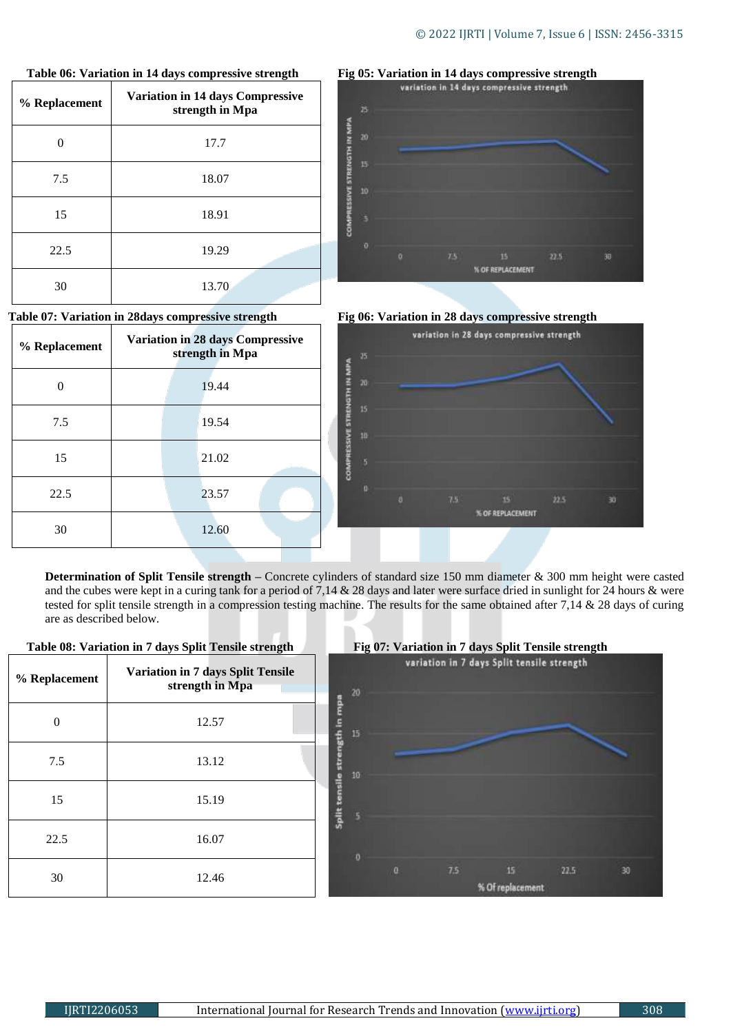**Table 06: Variation in 14 days compressive strength**

| % Replacement | Variation in 14 days Compressive strength in Mpa |
|---|---|
| 0 | 17.7 |
| 7.5 | 18.07 |
| 15 | 18.91 |
| 22.5 | 19.29 |
| 30 | 13.70 |

**Fig 05: Variation in 14 days compressive strength**

**Table 07: Variation in 28days compressive strength**

| % Replacement | Variation in 28 days Compressive strength in Mpa |
|---|---|
| 0 | 19.44 |
| 7.5 | 19.54 |
| 15 | 21.02 |
| 22.5 | 23.57 |
| 30 | 12.60 |

**Fig 06: Variation in 28 days compressive strength**

**Determination of Split Tensile strength –** Concrete cylinders of standard size 150 mm diameter & 300 mm height were casted and the cubes were kept in a curing tank for a period of 7,14 & 28 days and later were surface dried in sunlight for 24 hours & were tested for split tensile strength in a compression testing machine. The results for the same obtained after 7,14 & 28 days of curing are as described below.

**Table 08: Variation in 7 days Split Tensile strength**

| % Replacement | Variation in 7 days Split Tensile strength in Mpa |
|---|---|
| 0 | 12.57 |
| 7.5 | 13.12 |
| 15 | 15.19 |
| 22.5 | 16.07 |
| 30 | 12.46 |

**Fig 07: Variation in 7 days Split Tensile strength**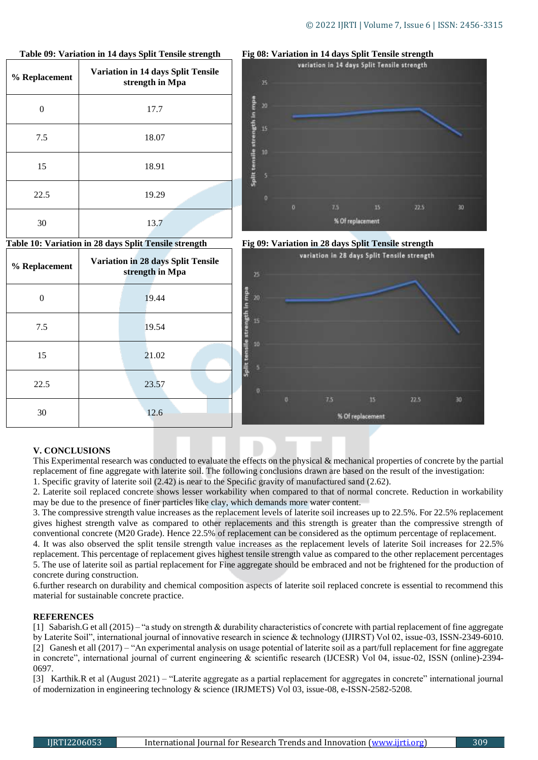**Table 09: Variation in 14 days Split Tensile strength**

| % Replacement | Variation in 14 days Split Tensile strength in Mpa |
|---|---|
| 0 | 17.7 |
| 7.5 | 18.07 |
| 15 | 18.91 |
| 22.5 | 19.29 |
| 30 | 13.7 |

**Fig 08: Variation in 14 days Split Tensile strength**

**Table 10: Variation in 28 days Split Tensile strength**

| % Replacement | Variation in 28 days Split Tensile strength in Mpa |
|---|---|
| 0 | 19.44 |
| 7.5 | 19.54 |
| 15 | 21.02 |
| 22.5 | 23.57 |
| 30 | 12.6 |

**Fig 09: Variation in 28 days Split Tensile strength**

## V. CONCLUSIONS

This Experimental research was conducted to evaluate the effects on the physical & mechanical properties of concrete by the partial replacement of fine aggregate with laterite soil. The following conclusions drawn are based on the result of the investigation:

1. Specific gravity of laterite soil (2.42) is near to the Specific gravity of manufactured sand (2.62).
2. Laterite soil replaced concrete shows lesser workability when compared to that of normal concrete. Reduction in workability may be due to the presence of finer particles like clay, which demands more water content.
3. The compressive strength value increases as the replacement levels of laterite soil increases up to 22.5%. For 22.5% replacement gives highest strength valve as compared to other replacements and this strength is greater than the compressive strength of conventional concrete (M20 Grade). Hence 22.5% of replacement can be considered as the optimum percentage of replacement.
4. It was also observed the split tensile strength value increases as the replacement levels of laterite Soil increases for 22.5% replacement. This percentage of replacement gives highest tensile strength value as compared to the other replacement percentages
5. The use of laterite soil as partial replacement for Fine aggregate should be embraced and not be frightened for the production of concrete during construction.
6.further research on durability and chemical composition aspects of laterite soil replaced concrete is essential to recommend this material for sustainable concrete practice.

## REFERENCES

[1] Sabarish.G et all (2015) – "a study on strength & durability characteristics of concrete with partial replacement of fine aggregate by Laterite Soil", international journal of innovative research in science & technology (IJIRST) Vol 02, issue-03, ISSN-2349-6010.

[2] Ganesh et all (2017) – "An experimental analysis on usage potential of laterite soil as a part/full replacement for fine aggregate in concrete", international journal of current engineering & scientific research (IJCESR) Vol 04, issue-02, ISSN (online)-2394-0697.

[3] Karthik.R et al (August 2021) – "Laterite aggregate as a partial replacement for aggregates in concrete" international journal of modernization in engineering technology & science (IRJMETS) Vol 03, issue-08, e-ISSN-2582-5208.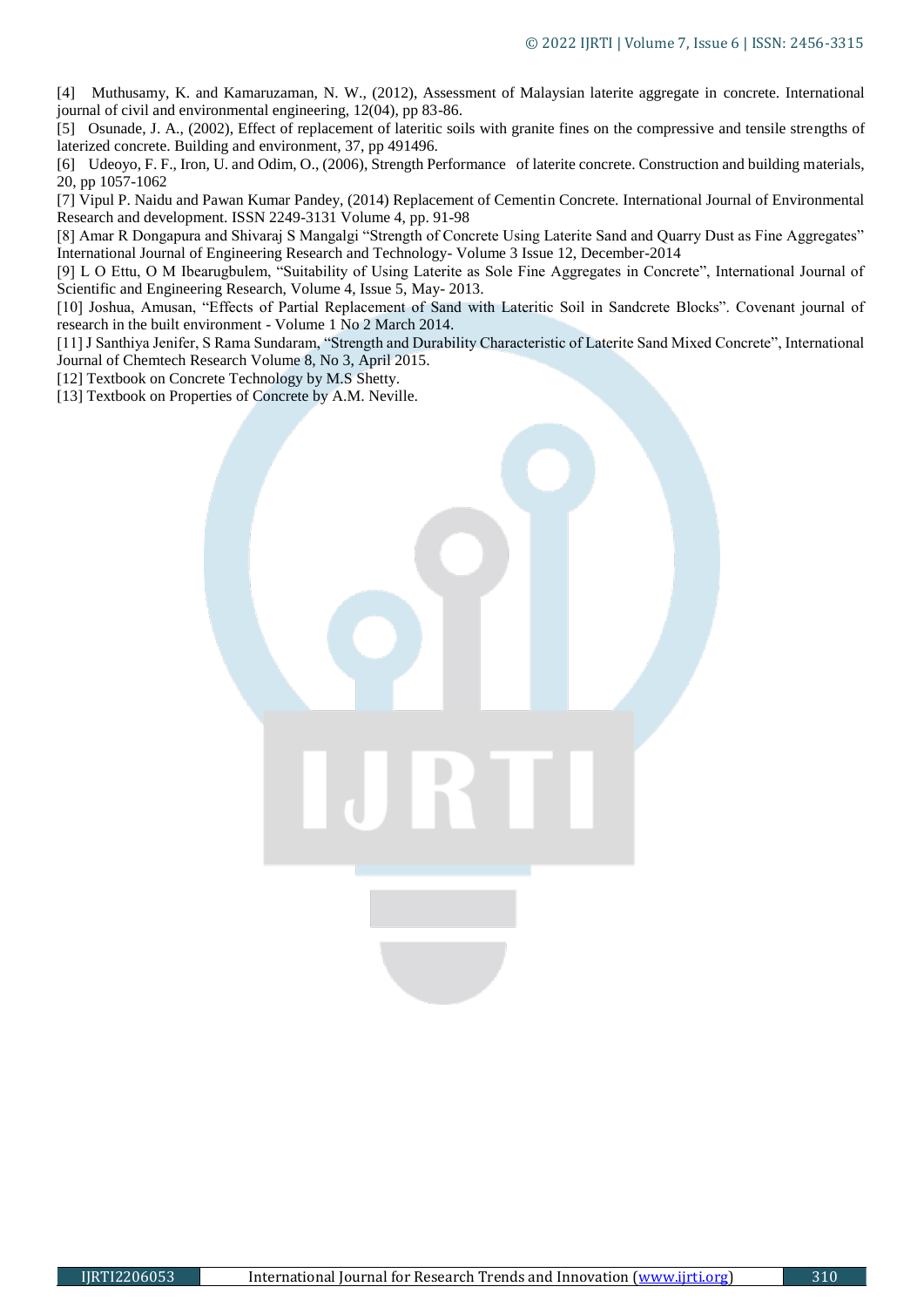[4] Muthusamy, K. and Kamaruzaman, N. W., (2012), Assessment of Malaysian laterite aggregate in concrete. International journal of civil and environmental engineering, 12(04), pp 83-86.

[5] Osunade, J. A., (2002), Effect of replacement of lateritic soils with granite fines on the compressive and tensile strengths of laterized concrete. Building and environment, 37, pp 491496.

[6] Udeoyo, F. F., Iron, U. and Odim, O., (2006), Strength Performance of laterite concrete. Construction and building materials, 20, pp 1057-1062

[7] Vipul P. Naidu and Pawan Kumar Pandey, (2014) Replacement of Cementin Concrete. International Journal of Environmental Research and development. ISSN 2249-3131 Volume 4, pp. 91-98

[8] Amar R Dongapura and Shivaraj S Mangalgi "Strength of Concrete Using Laterite Sand and Quarry Dust as Fine Aggregates" International Journal of Engineering Research and Technology- Volume 3 Issue 12, December-2014

[9] L O Ettu, O M Ibearugbulem, "Suitability of Using Laterite as Sole Fine Aggregates in Concrete", International Journal of Scientific and Engineering Research, Volume 4, Issue 5, May- 2013.

[10] Joshua, Amusan, "Effects of Partial Replacement of Sand with Lateritic Soil in Sandcrete Blocks". Covenant journal of research in the built environment - Volume 1 No 2 March 2014.

[11] J Santhiya Jenifer, S Rama Sundaram, "Strength and Durability Characteristic of Laterite Sand Mixed Concrete", International Journal of Chemtech Research Volume 8, No 3, April 2015.

[12] Textbook on Concrete Technology by M.S Shetty.

[13] Textbook on Properties of Concrete by A.M. Neville.